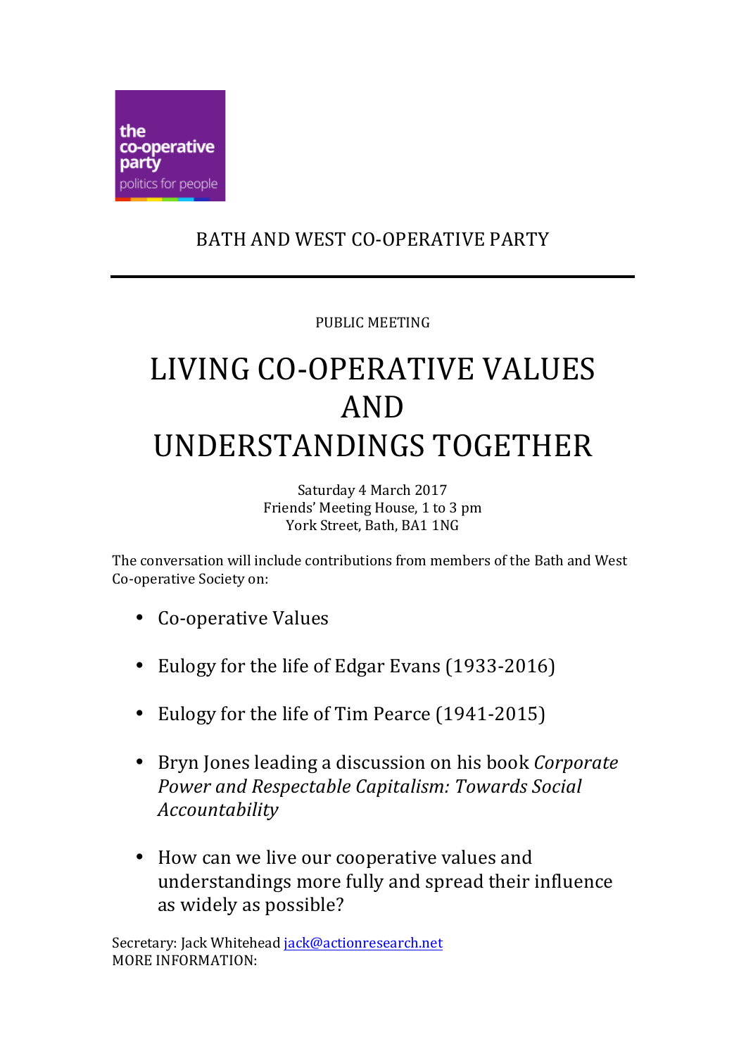the co-operative party
politics for people

BATH AND WEST CO-OPERATIVE PARTY

---

PUBLIC MEETING

# LIVING CO-OPERATIVE VALUES AND UNDERSTANDINGS TOGETHER

Saturday 4 March 2017
Friends' Meeting House, 1 to 3 pm
York Street, Bath, BA1 1NG

The conversation will include contributions from members of the Bath and West Co-operative Society on:

- Co-operative Values
- Eulogy for the life of Edgar Evans (1933-2016)
- Eulogy for the life of Tim Pearce (1941-2015)
- Bryn Jones leading a discussion on his book *Corporate Power and Respectable Capitalism: Towards Social Accountability*
- How can we live our cooperative values and understandings more fully and spread their influence as widely as possible?

Secretary: Jack Whitehead jack@actionresearch.net
MORE INFORMATION: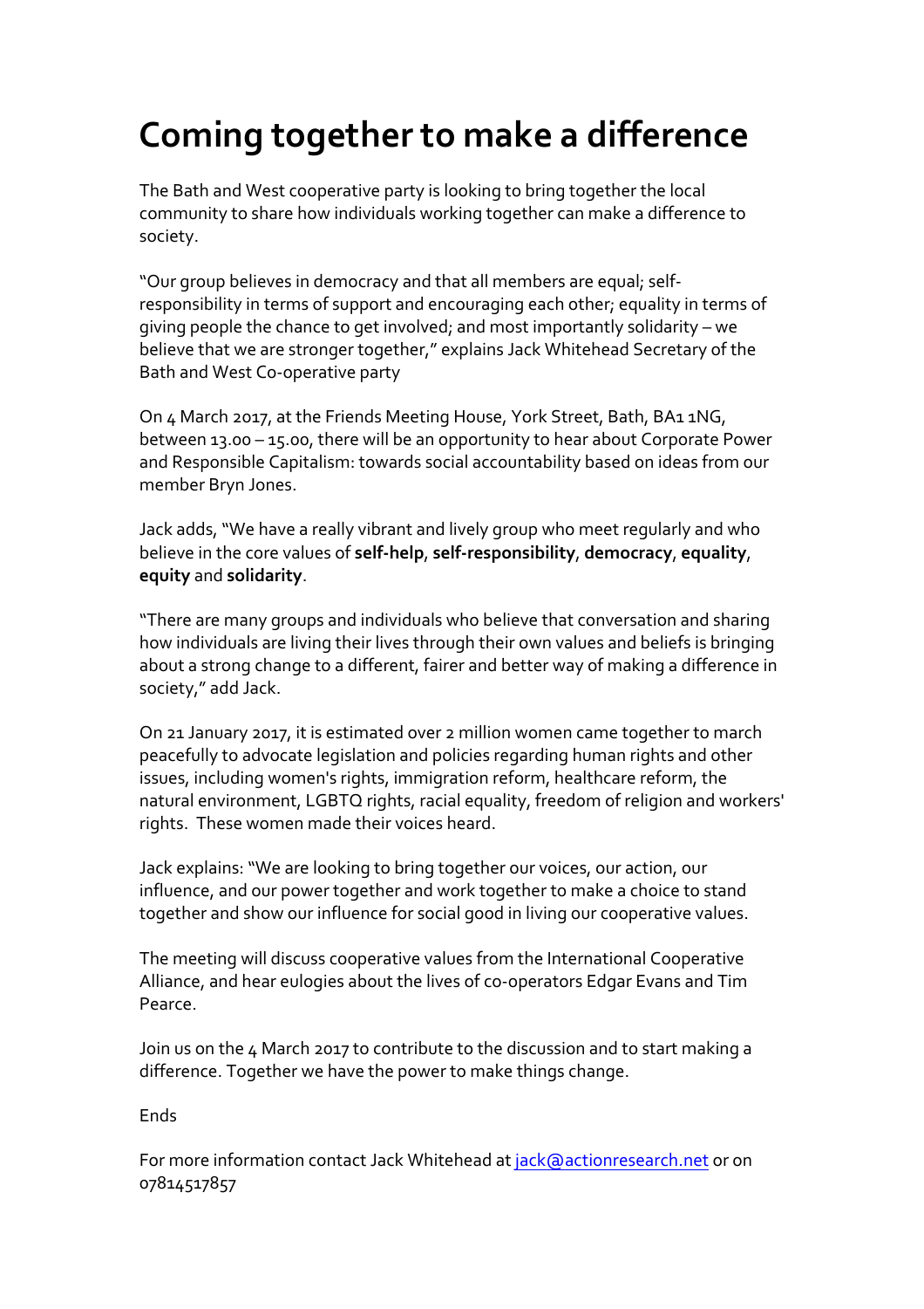# Coming together to make a difference

The Bath and West cooperative party is looking to bring together the local community to share how individuals working together can make a difference to society.

"Our group believes in democracy and that all members are equal; self-responsibility in terms of support and encouraging each other; equality in terms of giving people the chance to get involved; and most importantly solidarity – we believe that we are stronger together," explains Jack Whitehead Secretary of the Bath and West Co-operative party

On 4 March 2017, at the Friends Meeting House, York Street, Bath, BA1 1NG, between 13.00 – 15.00, there will be an opportunity to hear about Corporate Power and Responsible Capitalism: towards social accountability based on ideas from our member Bryn Jones.

Jack adds, "We have a really vibrant and lively group who meet regularly and who believe in the core values of **self-help**, **self-responsibility**, **democracy**, **equality**, **equity** and **solidarity**.

"There are many groups and individuals who believe that conversation and sharing how individuals are living their lives through their own values and beliefs is bringing about a strong change to a different, fairer and better way of making a difference in society," add Jack.

On 21 January 2017, it is estimated over 2 million women came together to march peacefully to advocate legislation and policies regarding human rights and other issues, including women's rights, immigration reform, healthcare reform, the natural environment, LGBTQ rights, racial equality, freedom of religion and workers' rights. These women made their voices heard.

Jack explains: "We are looking to bring together our voices, our action, our influence, and our power together and work together to make a choice to stand together and show our influence for social good in living our cooperative values.

The meeting will discuss cooperative values from the International Cooperative Alliance, and hear eulogies about the lives of co-operators Edgar Evans and Tim Pearce.

Join us on the 4 March 2017 to contribute to the discussion and to start making a difference. Together we have the power to make things change.

Ends

For more information contact Jack Whitehead at jack@actionresearch.net or on 07814517857